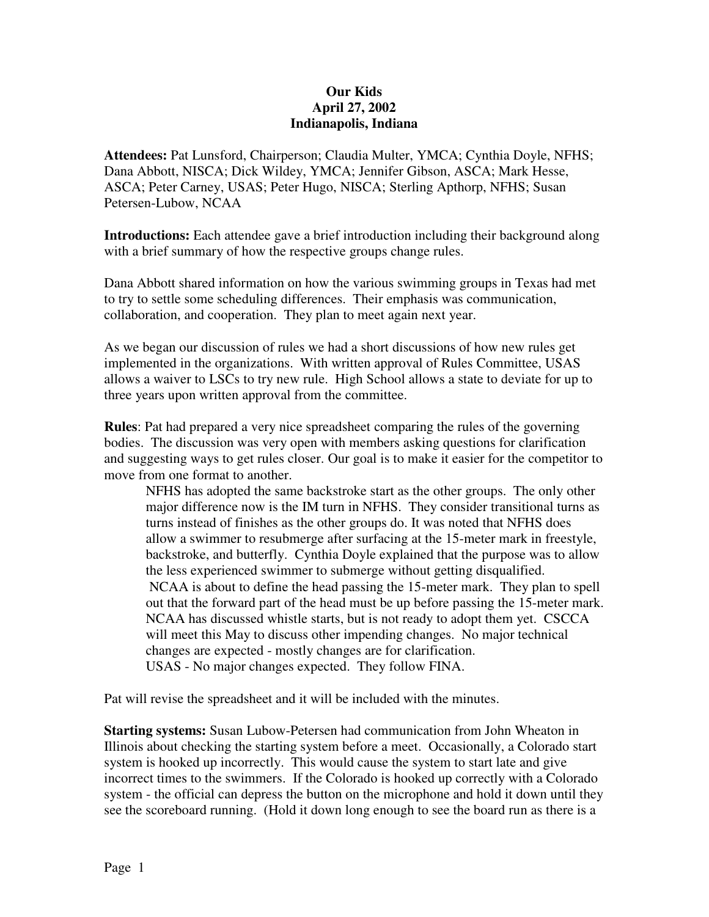**Our Kids**
**April 27, 2002**
**Indianapolis, Indiana**

**Attendees:** Pat Lunsford, Chairperson; Claudia Multer, YMCA; Cynthia Doyle, NFHS; Dana Abbott, NISCA; Dick Wildey, YMCA; Jennifer Gibson, ASCA; Mark Hesse, ASCA; Peter Carney, USAS; Peter Hugo, NISCA; Sterling Apthorp, NFHS; Susan Petersen-Lubow, NCAA

**Introductions:** Each attendee gave a brief introduction including their background along with a brief summary of how the respective groups change rules.

Dana Abbott shared information on how the various swimming groups in Texas had met to try to settle some scheduling differences. Their emphasis was communication, collaboration, and cooperation. They plan to meet again next year.

As we began our discussion of rules we had a short discussions of how new rules get implemented in the organizations. With written approval of Rules Committee, USAS allows a waiver to LSCs to try new rule. High School allows a state to deviate for up to three years upon written approval from the committee.

**Rules**: Pat had prepared a very nice spreadsheet comparing the rules of the governing bodies. The discussion was very open with members asking questions for clarification and suggesting ways to get rules closer. Our goal is to make it easier for the competitor to move from one format to another.

> NFHS has adopted the same backstroke start as the other groups. The only other major difference now is the IM turn in NFHS. They consider transitional turns as turns instead of finishes as the other groups do. It was noted that NFHS does allow a swimmer to resubmerge after surfacing at the 15-meter mark in freestyle, backstroke, and butterfly. Cynthia Doyle explained that the purpose was to allow the less experienced swimmer to submerge without getting disqualified.
> NCAA is about to define the head passing the 15-meter mark. They plan to spell out that the forward part of the head must be up before passing the 15-meter mark. NCAA has discussed whistle starts, but is not ready to adopt them yet. CSCCA will meet this May to discuss other impending changes. No major technical changes are expected - mostly changes are for clarification.
> USAS - No major changes expected. They follow FINA.

Pat will revise the spreadsheet and it will be included with the minutes.

**Starting systems:** Susan Lubow-Petersen had communication from John Wheaton in Illinois about checking the starting system before a meet. Occasionally, a Colorado start system is hooked up incorrectly. This would cause the system to start late and give incorrect times to the swimmers. If the Colorado is hooked up correctly with a Colorado system - the official can depress the button on the microphone and hold it down until they see the scoreboard running. (Hold it down long enough to see the board run as there is a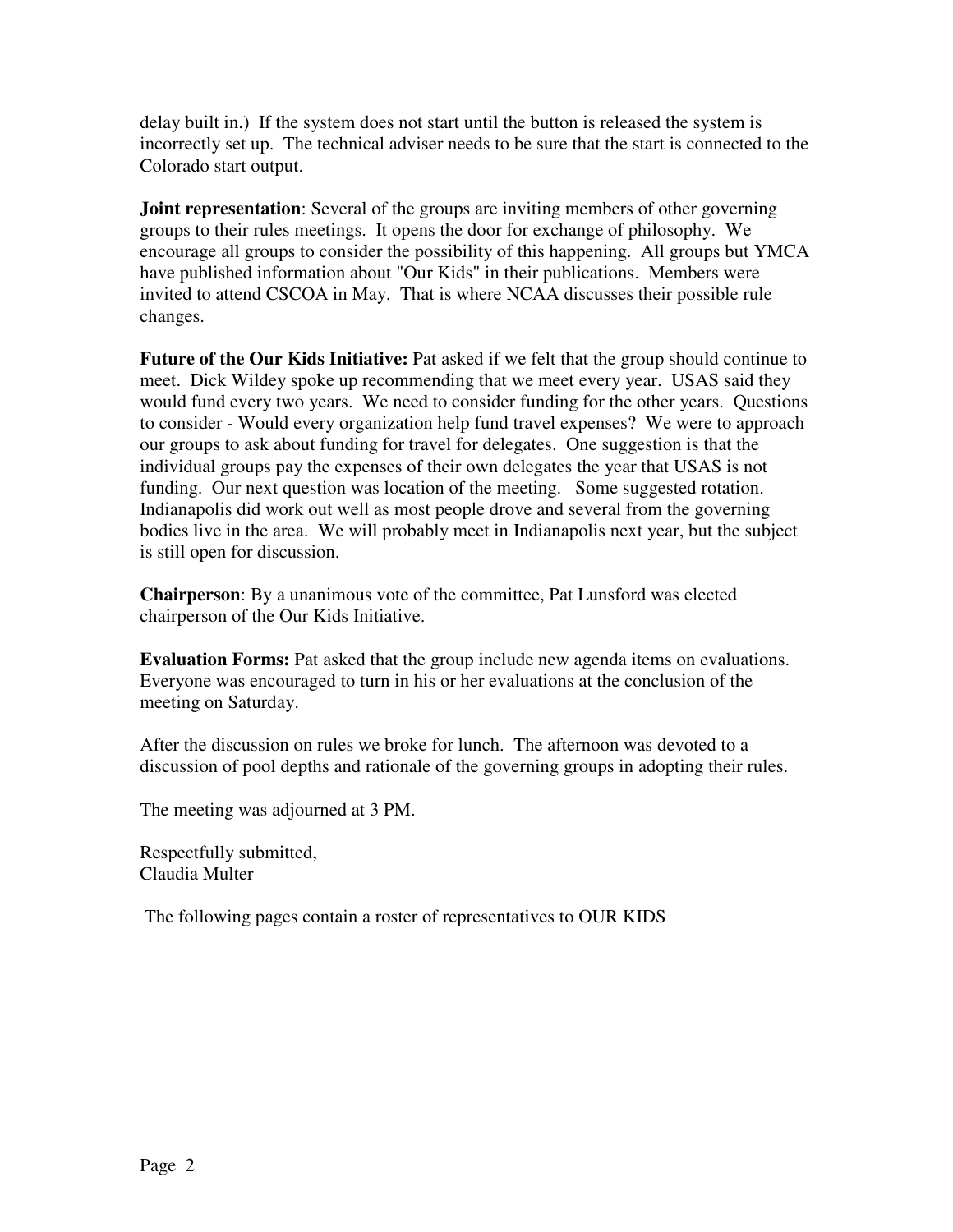delay built in.) If the system does not start until the button is released the system is incorrectly set up. The technical adviser needs to be sure that the start is connected to the Colorado start output.

**Joint representation**: Several of the groups are inviting members of other governing groups to their rules meetings. It opens the door for exchange of philosophy. We encourage all groups to consider the possibility of this happening. All groups but YMCA have published information about "Our Kids" in their publications. Members were invited to attend CSCOA in May. That is where NCAA discusses their possible rule changes.

**Future of the Our Kids Initiative:** Pat asked if we felt that the group should continue to meet. Dick Wildey spoke up recommending that we meet every year. USAS said they would fund every two years. We need to consider funding for the other years. Questions to consider - Would every organization help fund travel expenses? We were to approach our groups to ask about funding for travel for delegates. One suggestion is that the individual groups pay the expenses of their own delegates the year that USAS is not funding. Our next question was location of the meeting. Some suggested rotation. Indianapolis did work out well as most people drove and several from the governing bodies live in the area. We will probably meet in Indianapolis next year, but the subject is still open for discussion.

**Chairperson**: By a unanimous vote of the committee, Pat Lunsford was elected chairperson of the Our Kids Initiative.

**Evaluation Forms:** Pat asked that the group include new agenda items on evaluations. Everyone was encouraged to turn in his or her evaluations at the conclusion of the meeting on Saturday.

After the discussion on rules we broke for lunch. The afternoon was devoted to a discussion of pool depths and rationale of the governing groups in adopting their rules.

The meeting was adjourned at 3 PM.

Respectfully submitted,
Claudia Multer

The following pages contain a roster of representatives to OUR KIDS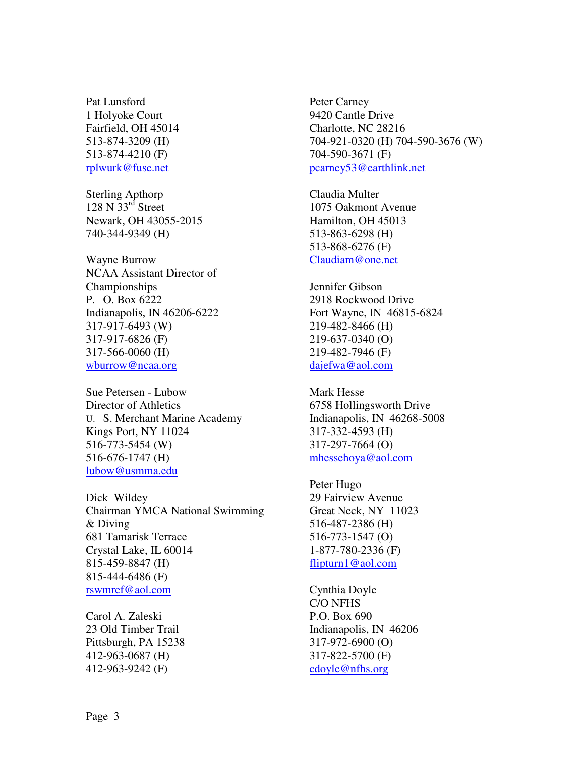Pat Lunsford
1 Holyoke Court
Fairfield, OH 45014
513-874-3209 (H)
513-874-4210 (F)
rplwurk@fuse.net

Sterling Apthorp
128 N 33rd Street
Newark, OH 43055-2015
740-344-9349 (H)

Wayne Burrow
NCAA Assistant Director of Championships
P. O. Box 6222
Indianapolis, IN 46206-6222
317-917-6493 (W)
317-917-6826 (F)
317-566-0060 (H)
wburrow@ncaa.org

Sue Petersen - Lubow
Director of Athletics
U. S. Merchant Marine Academy
Kings Port, NY 11024
516-773-5454 (W)
516-676-1747 (H)
lubow@usmma.edu

Dick Wildey
Chairman YMCA National Swimming & Diving
681 Tamarisk Terrace
Crystal Lake, IL 60014
815-459-8847 (H)
815-444-6486 (F)
rswmref@aol.com

Carol A. Zaleski
23 Old Timber Trail
Pittsburgh, PA 15238
412-963-0687 (H)
412-963-9242 (F)

Peter Carney
9420 Cantle Drive
Charlotte, NC 28216
704-921-0320 (H) 704-590-3676 (W)
704-590-3671 (F)
pcarney53@earthlink.net

Claudia Multer
1075 Oakmont Avenue
Hamilton, OH 45013
513-863-6298 (H)
513-868-6276 (F)
Claudiam@one.net

Jennifer Gibson
2918 Rockwood Drive
Fort Wayne, IN 46815-6824
219-482-8466 (H)
219-637-0340 (O)
219-482-7946 (F)
dajefwa@aol.com

Mark Hesse
6758 Hollingsworth Drive
Indianapolis, IN 46268-5008
317-332-4593 (H)
317-297-7664 (O)
mhessehoya@aol.com

Peter Hugo
29 Fairview Avenue
Great Neck, NY 11023
516-487-2386 (H)
516-773-1547 (O)
1-877-780-2336 (F)
flipturn1@aol.com

Cynthia Doyle
C/O NFHS
P.O. Box 690
Indianapolis, IN 46206
317-972-6900 (O)
317-822-5700 (F)
cdoyle@nfhs.org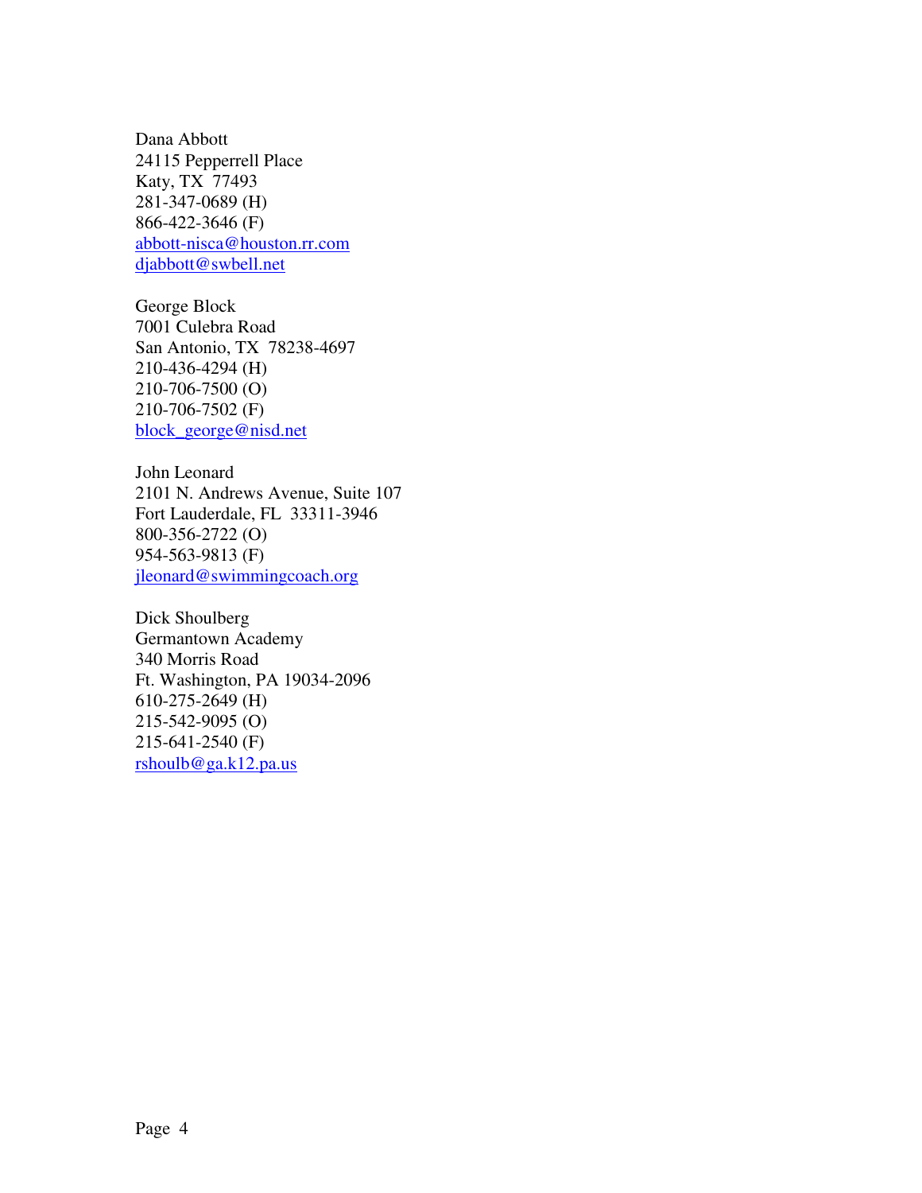Dana Abbott
24115 Pepperrell Place
Katy, TX  77493
281-347-0689 (H)
866-422-3646 (F)
abbott-nisca@houston.rr.com
djabbott@swbell.net

George Block
7001 Culebra Road
San Antonio, TX  78238-4697
210-436-4294 (H)
210-706-7500 (O)
210-706-7502 (F)
block_george@nisd.net

John Leonard
2101 N. Andrews Avenue, Suite 107
Fort Lauderdale, FL  33311-3946
800-356-2722 (O)
954-563-9813 (F)
jleonard@swimmingcoach.org

Dick Shoulberg
Germantown Academy
340 Morris Road
Ft. Washington, PA 19034-2096
610-275-2649 (H)
215-542-9095 (O)
215-641-2540 (F)
rshoulb@ga.k12.pa.us